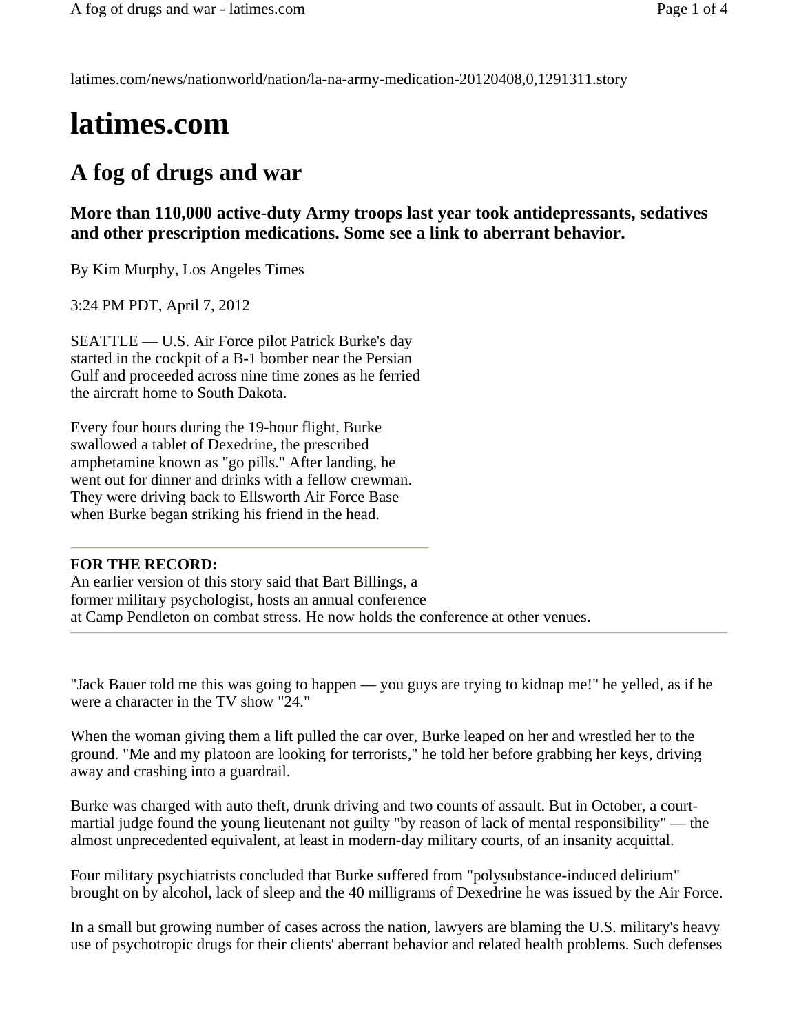latimes.com/news/nationworld/nation/la-na-army-medication-20120408,0,1291311.story

# latimes.com

## A fog of drugs and war

### More than 110,000 active-duty Army troops last year took antidepressants, sedatives and other prescription medications. Some see a link to aberrant behavior.

By Kim Murphy, Los Angeles Times

3:24 PM PDT, April 7, 2012

SEATTLE — U.S. Air Force pilot Patrick Burke's day started in the cockpit of a B-1 bomber near the Persian Gulf and proceeded across nine time zones as he ferried the aircraft home to South Dakota.

Every four hours during the 19-hour flight, Burke swallowed a tablet of Dexedrine, the prescribed amphetamine known as "go pills." After landing, he went out for dinner and drinks with a fellow crewman. They were driving back to Ellsworth Air Force Base when Burke began striking his friend in the head.

**FOR THE RECORD:**
An earlier version of this story said that Bart Billings, a former military psychologist, hosts an annual conference at Camp Pendleton on combat stress. He now holds the conference at other venues.

"Jack Bauer told me this was going to happen — you guys are trying to kidnap me!" he yelled, as if he were a character in the TV show "24."

When the woman giving them a lift pulled the car over, Burke leaped on her and wrestled her to the ground. "Me and my platoon are looking for terrorists," he told her before grabbing her keys, driving away and crashing into a guardrail.

Burke was charged with auto theft, drunk driving and two counts of assault. But in October, a court-martial judge found the young lieutenant not guilty "by reason of lack of mental responsibility" — the almost unprecedented equivalent, at least in modern-day military courts, of an insanity acquittal.

Four military psychiatrists concluded that Burke suffered from "polysubstance-induced delirium" brought on by alcohol, lack of sleep and the 40 milligrams of Dexedrine he was issued by the Air Force.

In a small but growing number of cases across the nation, lawyers are blaming the U.S. military's heavy use of psychotropic drugs for their clients' aberrant behavior and related health problems. Such defenses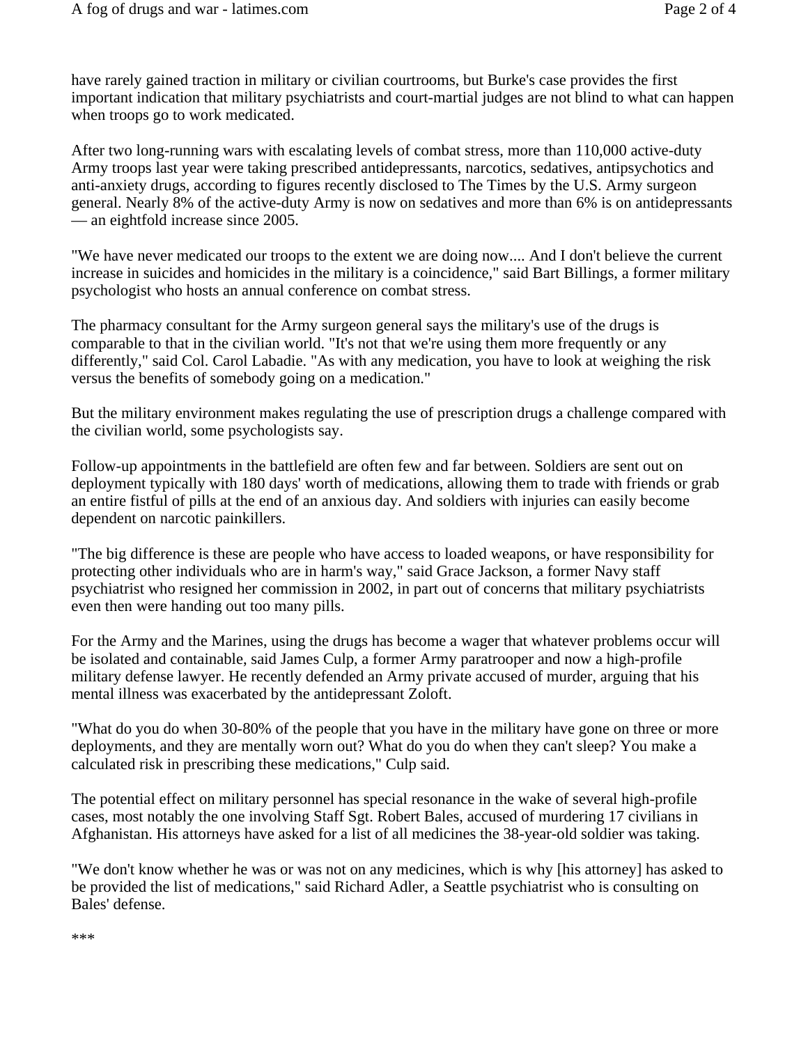have rarely gained traction in military or civilian courtrooms, but Burke's case provides the first important indication that military psychiatrists and court-martial judges are not blind to what can happen when troops go to work medicated.

After two long-running wars with escalating levels of combat stress, more than 110,000 active-duty Army troops last year were taking prescribed antidepressants, narcotics, sedatives, antipsychotics and anti-anxiety drugs, according to figures recently disclosed to The Times by the U.S. Army surgeon general. Nearly 8% of the active-duty Army is now on sedatives and more than 6% is on antidepressants — an eightfold increase since 2005.

"We have never medicated our troops to the extent we are doing now.... And I don't believe the current increase in suicides and homicides in the military is a coincidence," said Bart Billings, a former military psychologist who hosts an annual conference on combat stress.

The pharmacy consultant for the Army surgeon general says the military's use of the drugs is comparable to that in the civilian world. "It's not that we're using them more frequently or any differently," said Col. Carol Labadie. "As with any medication, you have to look at weighing the risk versus the benefits of somebody going on a medication."

But the military environment makes regulating the use of prescription drugs a challenge compared with the civilian world, some psychologists say.

Follow-up appointments in the battlefield are often few and far between. Soldiers are sent out on deployment typically with 180 days' worth of medications, allowing them to trade with friends or grab an entire fistful of pills at the end of an anxious day. And soldiers with injuries can easily become dependent on narcotic painkillers.

"The big difference is these are people who have access to loaded weapons, or have responsibility for protecting other individuals who are in harm's way," said Grace Jackson, a former Navy staff psychiatrist who resigned her commission in 2002, in part out of concerns that military psychiatrists even then were handing out too many pills.

For the Army and the Marines, using the drugs has become a wager that whatever problems occur will be isolated and containable, said James Culp, a former Army paratrooper and now a high-profile military defense lawyer. He recently defended an Army private accused of murder, arguing that his mental illness was exacerbated by the antidepressant Zoloft.

"What do you do when 30-80% of the people that you have in the military have gone on three or more deployments, and they are mentally worn out? What do you do when they can't sleep? You make a calculated risk in prescribing these medications," Culp said.

The potential effect on military personnel has special resonance in the wake of several high-profile cases, most notably the one involving Staff Sgt. Robert Bales, accused of murdering 17 civilians in Afghanistan. His attorneys have asked for a list of all medicines the 38-year-old soldier was taking.

"We don't know whether he was or was not on any medicines, which is why [his attorney] has asked to be provided the list of medications," said Richard Adler, a Seattle psychiatrist who is consulting on Bales' defense.

***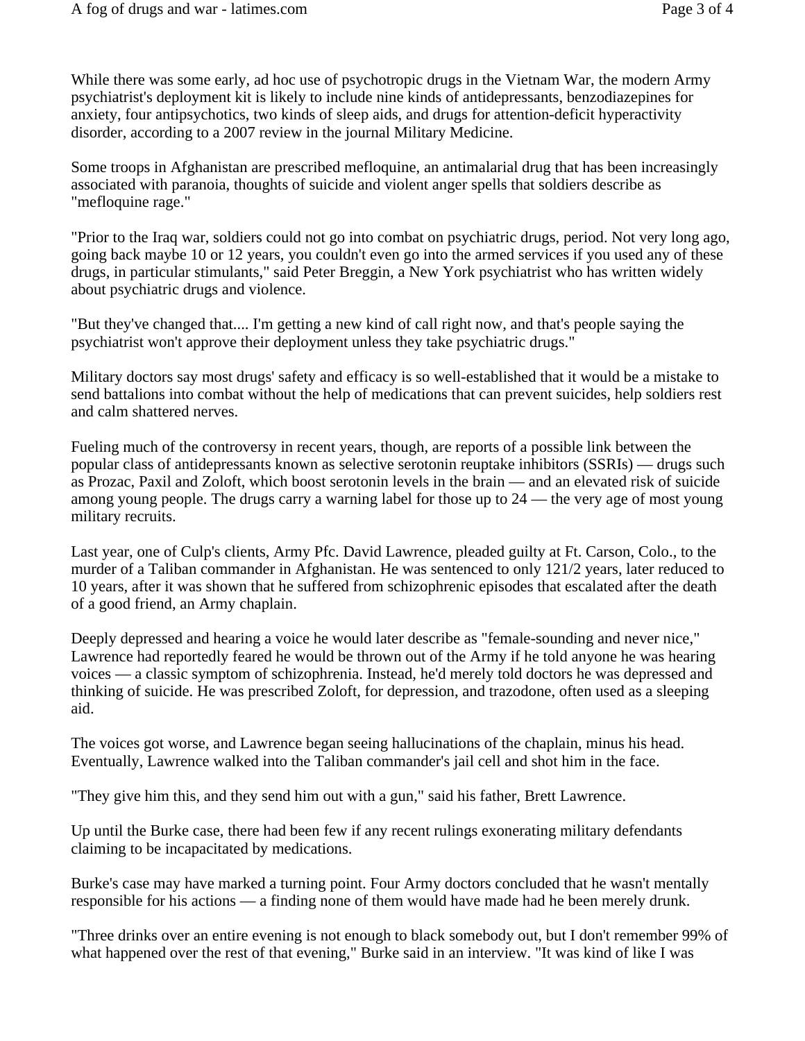While there was some early, ad hoc use of psychotropic drugs in the Vietnam War, the modern Army psychiatrist's deployment kit is likely to include nine kinds of antidepressants, benzodiazepines for anxiety, four antipsychotics, two kinds of sleep aids, and drugs for attention-deficit hyperactivity disorder, according to a 2007 review in the journal Military Medicine.

Some troops in Afghanistan are prescribed mefloquine, an antimalarial drug that has been increasingly associated with paranoia, thoughts of suicide and violent anger spells that soldiers describe as "mefloquine rage."

"Prior to the Iraq war, soldiers could not go into combat on psychiatric drugs, period. Not very long ago, going back maybe 10 or 12 years, you couldn't even go into the armed services if you used any of these drugs, in particular stimulants," said Peter Breggin, a New York psychiatrist who has written widely about psychiatric drugs and violence.

"But they've changed that.... I'm getting a new kind of call right now, and that's people saying the psychiatrist won't approve their deployment unless they take psychiatric drugs."

Military doctors say most drugs' safety and efficacy is so well-established that it would be a mistake to send battalions into combat without the help of medications that can prevent suicides, help soldiers rest and calm shattered nerves.

Fueling much of the controversy in recent years, though, are reports of a possible link between the popular class of antidepressants known as selective serotonin reuptake inhibitors (SSRIs) — drugs such as Prozac, Paxil and Zoloft, which boost serotonin levels in the brain — and an elevated risk of suicide among young people. The drugs carry a warning label for those up to 24 — the very age of most young military recruits.

Last year, one of Culp's clients, Army Pfc. David Lawrence, pleaded guilty at Ft. Carson, Colo., to the murder of a Taliban commander in Afghanistan. He was sentenced to only 121/2 years, later reduced to 10 years, after it was shown that he suffered from schizophrenic episodes that escalated after the death of a good friend, an Army chaplain.

Deeply depressed and hearing a voice he would later describe as "female-sounding and never nice," Lawrence had reportedly feared he would be thrown out of the Army if he told anyone he was hearing voices — a classic symptom of schizophrenia. Instead, he'd merely told doctors he was depressed and thinking of suicide. He was prescribed Zoloft, for depression, and trazodone, often used as a sleeping aid.

The voices got worse, and Lawrence began seeing hallucinations of the chaplain, minus his head. Eventually, Lawrence walked into the Taliban commander's jail cell and shot him in the face.

"They give him this, and they send him out with a gun," said his father, Brett Lawrence.

Up until the Burke case, there had been few if any recent rulings exonerating military defendants claiming to be incapacitated by medications.

Burke's case may have marked a turning point. Four Army doctors concluded that he wasn't mentally responsible for his actions — a finding none of them would have made had he been merely drunk.

"Three drinks over an entire evening is not enough to black somebody out, but I don't remember 99% of what happened over the rest of that evening," Burke said in an interview. "It was kind of like I was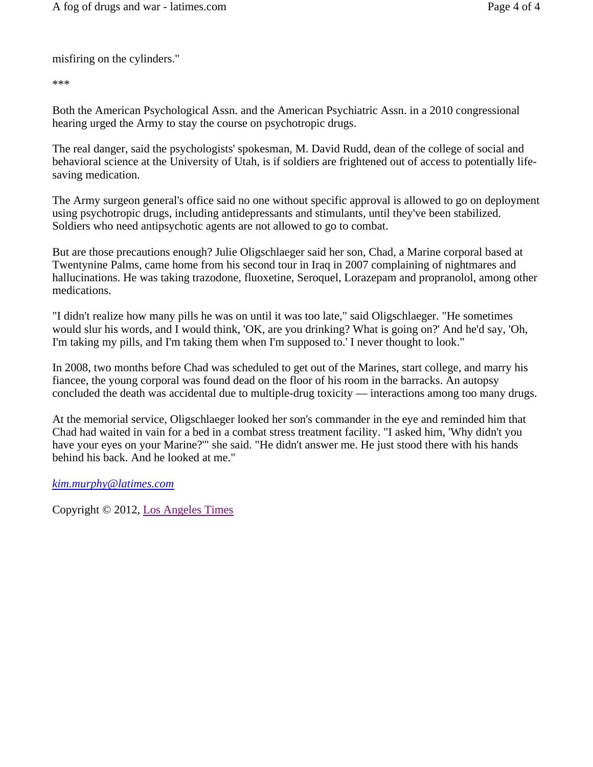misfiring on the cylinders."

***

Both the American Psychological Assn. and the American Psychiatric Assn. in a 2010 congressional hearing urged the Army to stay the course on psychotropic drugs.

The real danger, said the psychologists' spokesman, M. David Rudd, dean of the college of social and behavioral science at the University of Utah, is if soldiers are frightened out of access to potentially life-saving medication.

The Army surgeon general's office said no one without specific approval is allowed to go on deployment using psychotropic drugs, including antidepressants and stimulants, until they've been stabilized. Soldiers who need antipsychotic agents are not allowed to go to combat.

But are those precautions enough? Julie Oligschlaeger said her son, Chad, a Marine corporal based at Twentynine Palms, came home from his second tour in Iraq in 2007 complaining of nightmares and hallucinations. He was taking trazodone, fluoxetine, Seroquel, Lorazepam and propranolol, among other medications.

"I didn't realize how many pills he was on until it was too late," said Oligschlaeger. "He sometimes would slur his words, and I would think, 'OK, are you drinking? What is going on?' And he'd say, 'Oh, I'm taking my pills, and I'm taking them when I'm supposed to.' I never thought to look."

In 2008, two months before Chad was scheduled to get out of the Marines, start college, and marry his fiancee, the young corporal was found dead on the floor of his room in the barracks. An autopsy concluded the death was accidental due to multiple-drug toxicity — interactions among too many drugs.

At the memorial service, Oligschlaeger looked her son's commander in the eye and reminded him that Chad had waited in vain for a bed in a combat stress treatment facility. "I asked him, 'Why didn't you have your eyes on your Marine?'" she said. "He didn't answer me. He just stood there with his hands behind his back. And he looked at me."

*kim.murphy@latimes.com*

Copyright © 2012, Los Angeles Times